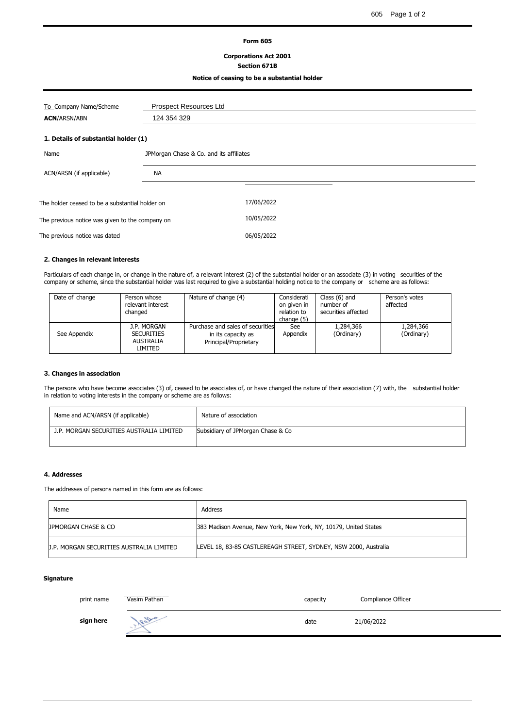**Form 605**

**Corporations Act 2001**
**Section 671B**

**Notice of ceasing to be a substantial holder**

| | |
|---|---|
| To Company Name/Scheme | Prospect Resources Ltd |
| **ACN**/ARSN/ABN | 124 354 329 |

### 1. Details of substantial holder (1)

| | |
|---|---|
| Name | JPMorgan Chase & Co. and its affiliates |
| ACN/ARSN (if applicable) | NA |

| | |
|---|---|
| The holder ceased to be a substantial holder on | 17/06/2022 |
| The previous notice was given to the company on | 10/05/2022 |
| The previous notice was dated | 06/05/2022 |

### 2. Changes in relevant interests

Particulars of each change in, or change in the nature of, a relevant interest (2) of the substantial holder or an associate (3) in voting securities of the company or scheme, since the substantial holder was last required to give a substantial holding notice to the company or scheme are as follows:

| Date of change | Person whose relevant interest changed | Nature of change (4) | Consideration given in relation to change (5) | Class (6) and number of securities affected | Person's votes affected |
|---|---|---|---|---|---|
| See Appendix | J.P. MORGAN SECURITIES AUSTRALIA LIMITED | Purchase and sales of securities in its capacity as Principal/Proprietary | See Appendix | 1,284,366 (Ordinary) | 1,284,366 (Ordinary) |

### 3. Changes in association

The persons who have become associates (3) of, ceased to be associates of, or have changed the nature of their association (7) with, the substantial holder in relation to voting interests in the company or scheme are as follows:

| Name and ACN/ARSN (if applicable) | Nature of association |
|---|---|
| J.P. MORGAN SECURITIES AUSTRALIA LIMITED | Subsidiary of JPMorgan Chase & Co |

### 4. Addresses

The addresses of persons named in this form are as follows:

| Name | Address |
|---|---|
| JPMORGAN CHASE & CO | 383 Madison Avenue, New York, New York, NY, 10179, United States |
| J.P. MORGAN SECURITIES AUSTRALIA LIMITED | LEVEL 18, 83-85 CASTLEREAGH STREET, SYDNEY, NSW 2000, Australia |

**Signature**

| | | | |
|---|---|---|---|
| print name | Vasim Pathan | capacity | Compliance Officer |
| **sign here** | | date | 21/06/2022 |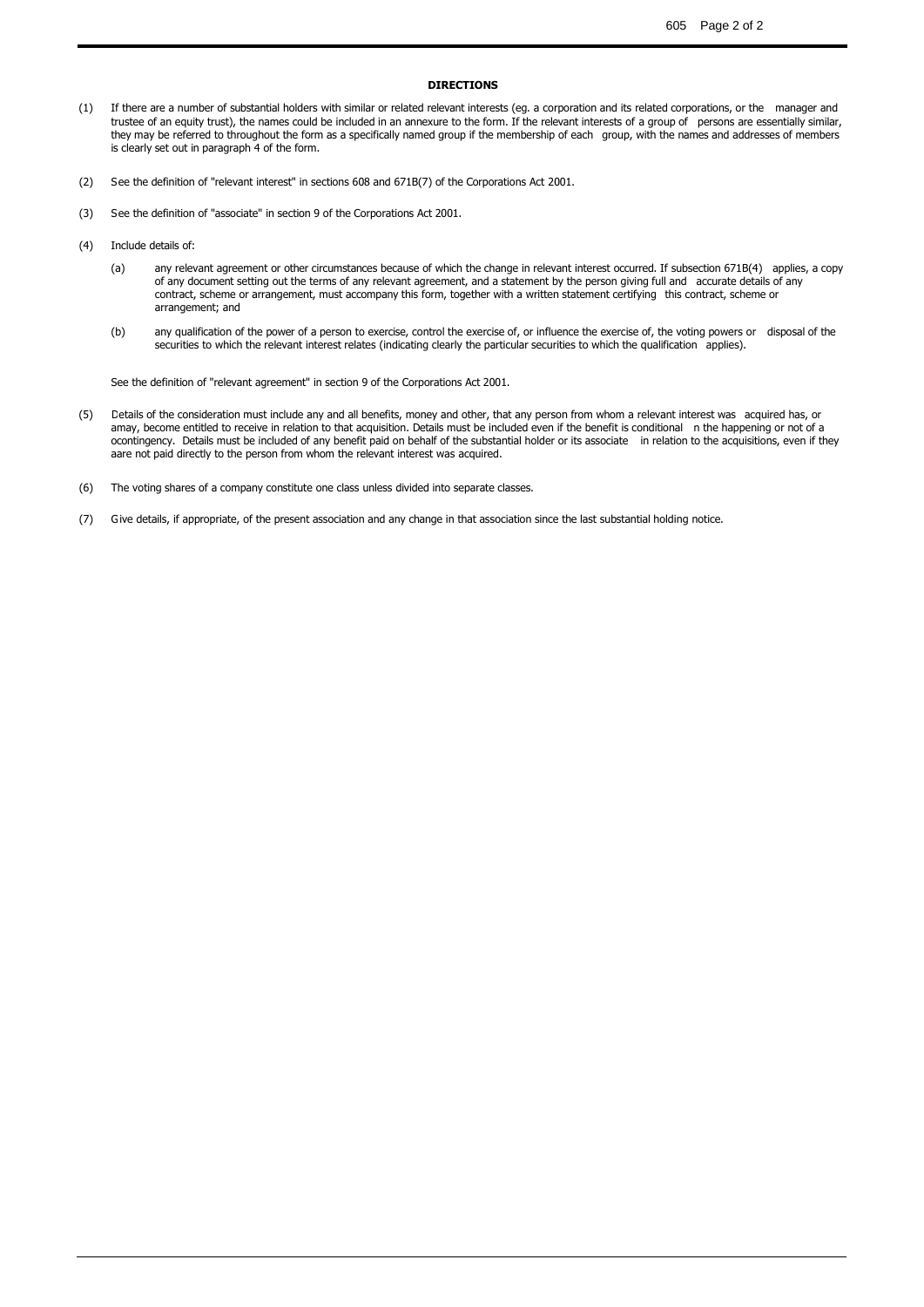**DIRECTIONS**

(1) If there are a number of substantial holders with similar or related relevant interests (eg. a corporation and its related corporations, or the manager and trustee of an equity trust), the names could be included in an annexure to the form. If the relevant interests of a group of persons are essentially similar, they may be referred to throughout the form as a specifically named group if the membership of each group, with the names and addresses of members is clearly set out in paragraph 4 of the form.

(2) See the definition of "relevant interest" in sections 608 and 671B(7) of the Corporations Act 2001.

(3) See the definition of "associate" in section 9 of the Corporations Act 2001.

(4) Include details of:

(a) any relevant agreement or other circumstances because of which the change in relevant interest occurred. If subsection 671B(4) applies, a copy of any document setting out the terms of any relevant agreement, and a statement by the person giving full and accurate details of any contract, scheme or arrangement, must accompany this form, together with a written statement certifying this contract, scheme or arrangement; and

(b) any qualification of the power of a person to exercise, control the exercise of, or influence the exercise of, the voting powers or disposal of the securities to which the relevant interest relates (indicating clearly the particular securities to which the qualification applies).

See the definition of "relevant agreement" in section 9 of the Corporations Act 2001.

(5) Details of the consideration must include any and all benefits, money and other, that any person from whom a relevant interest was acquired has, or amay, become entitled to receive in relation to that acquisition. Details must be included even if the benefit is conditional n the happening or not of a ocontingency. Details must be included of any benefit paid on behalf of the substantial holder or its associate in relation to the acquisitions, even if they aare not paid directly to the person from whom the relevant interest was acquired.

(6) The voting shares of a company constitute one class unless divided into separate classes.

(7) Give details, if appropriate, of the present association and any change in that association since the last substantial holding notice.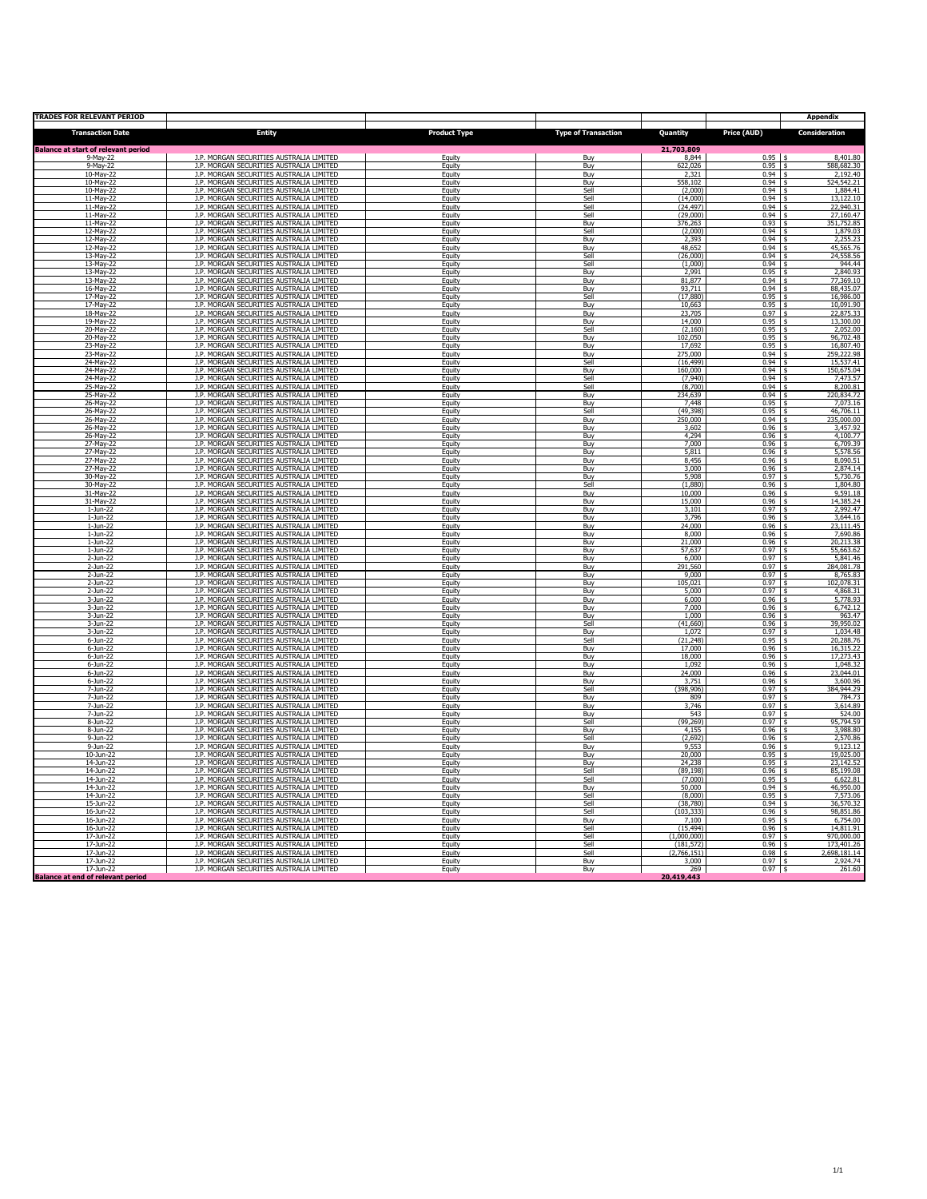| TRADES FOR RELEVANT PERIOD | | | | | | Appendix |
|---|---|---|---|---|---|---|
| **Transaction Date** | **Entity** | **Product Type** | **Type of Transaction** | **Quantity** | **Price (AUD)** | **Consideration** |
| **Balance at start of relevant period** | | | | **21,703,809** | | |
| 9-May-22 | J.P. MORGAN SECURITIES AUSTRALIA LIMITED | Equity | Buy | 8,844 | 0.95 | $ 8,401.80 |
| 9-May-22 | J.P. MORGAN SECURITIES AUSTRALIA LIMITED | Equity | Buy | 622,026 | 0.95 | $ 588,682.30 |
| 10-May-22 | J.P. MORGAN SECURITIES AUSTRALIA LIMITED | Equity | Buy | 2,321 | 0.94 | $ 2,192.40 |
| 10-May-22 | J.P. MORGAN SECURITIES AUSTRALIA LIMITED | Equity | Buy | 558,102 | 0.94 | $ 524,542.21 |
| 10-May-22 | J.P. MORGAN SECURITIES AUSTRALIA LIMITED | Equity | Sell | (2,000) | 0.94 | $ 1,884.41 |
| 11-May-22 | J.P. MORGAN SECURITIES AUSTRALIA LIMITED | Equity | Sell | (14,000) | 0.94 | $ 13,122.10 |
| 11-May-22 | J.P. MORGAN SECURITIES AUSTRALIA LIMITED | Equity | Sell | (24,497) | 0.94 | $ 22,940.31 |
| 11-May-22 | J.P. MORGAN SECURITIES AUSTRALIA LIMITED | Equity | Sell | (29,000) | 0.94 | $ 27,160.47 |
| 11-May-22 | J.P. MORGAN SECURITIES AUSTRALIA LIMITED | Equity | Buy | 376,263 | 0.93 | $ 351,752.85 |
| 12-May-22 | J.P. MORGAN SECURITIES AUSTRALIA LIMITED | Equity | Sell | (2,000) | 0.94 | $ 1,879.03 |
| 12-May-22 | J.P. MORGAN SECURITIES AUSTRALIA LIMITED | Equity | Buy | 2,393 | 0.94 | $ 2,255.23 |
| 12-May-22 | J.P. MORGAN SECURITIES AUSTRALIA LIMITED | Equity | Buy | 48,652 | 0.94 | $ 45,565.76 |
| 13-May-22 | J.P. MORGAN SECURITIES AUSTRALIA LIMITED | Equity | Sell | (26,000) | 0.94 | $ 24,558.56 |
| 13-May-22 | J.P. MORGAN SECURITIES AUSTRALIA LIMITED | Equity | Sell | (1,000) | 0.94 | $ 944.44 |
| 13-May-22 | J.P. MORGAN SECURITIES AUSTRALIA LIMITED | Equity | Buy | 2,991 | 0.95 | $ 2,840.93 |
| 13-May-22 | J.P. MORGAN SECURITIES AUSTRALIA LIMITED | Equity | Buy | 81,877 | 0.94 | $ 77,369.10 |
| 16-May-22 | J.P. MORGAN SECURITIES AUSTRALIA LIMITED | Equity | Buy | 93,711 | 0.94 | $ 88,435.07 |
| 17-May-22 | J.P. MORGAN SECURITIES AUSTRALIA LIMITED | Equity | Sell | (17,880) | 0.95 | $ 16,986.00 |
| 17-May-22 | J.P. MORGAN SECURITIES AUSTRALIA LIMITED | Equity | Buy | 10,663 | 0.95 | $ 10,091.90 |
| 18-May-22 | J.P. MORGAN SECURITIES AUSTRALIA LIMITED | Equity | Buy | 23,705 | 0.97 | $ 22,875.33 |
| 19-May-22 | J.P. MORGAN SECURITIES AUSTRALIA LIMITED | Equity | Buy | 14,000 | 0.95 | $ 13,300.00 |
| 20-May-22 | J.P. MORGAN SECURITIES AUSTRALIA LIMITED | Equity | Sell | (2,160) | 0.95 | $ 2,052.00 |
| 20-May-22 | J.P. MORGAN SECURITIES AUSTRALIA LIMITED | Equity | Buy | 102,050 | 0.95 | $ 96,702.48 |
| 23-May-22 | J.P. MORGAN SECURITIES AUSTRALIA LIMITED | Equity | Buy | 17,692 | 0.95 | $ 16,807.40 |
| 23-May-22 | J.P. MORGAN SECURITIES AUSTRALIA LIMITED | Equity | Buy | 275,000 | 0.94 | $ 259,222.98 |
| 24-May-22 | J.P. MORGAN SECURITIES AUSTRALIA LIMITED | Equity | Sell | (16,499) | 0.94 | $ 15,537.41 |
| 24-May-22 | J.P. MORGAN SECURITIES AUSTRALIA LIMITED | Equity | Buy | 160,000 | 0.94 | $ 150,675.04 |
| 24-May-22 | J.P. MORGAN SECURITIES AUSTRALIA LIMITED | Equity | Sell | (7,940) | 0.94 | $ 7,473.57 |
| 25-May-22 | J.P. MORGAN SECURITIES AUSTRALIA LIMITED | Equity | Sell | (8,700) | 0.94 | $ 8,200.81 |
| 25-May-22 | J.P. MORGAN SECURITIES AUSTRALIA LIMITED | Equity | Buy | 234,639 | 0.94 | $ 220,834.72 |
| 26-May-22 | J.P. MORGAN SECURITIES AUSTRALIA LIMITED | Equity | Buy | 7,448 | 0.95 | $ 7,073.16 |
| 26-May-22 | J.P. MORGAN SECURITIES AUSTRALIA LIMITED | Equity | Sell | (49,398) | 0.95 | $ 46,706.11 |
| 26-May-22 | J.P. MORGAN SECURITIES AUSTRALIA LIMITED | Equity | Buy | 250,000 | 0.94 | $ 235,000.00 |
| 26-May-22 | J.P. MORGAN SECURITIES AUSTRALIA LIMITED | Equity | Buy | 3,602 | 0.96 | $ 3,457.92 |
| 26-May-22 | J.P. MORGAN SECURITIES AUSTRALIA LIMITED | Equity | Buy | 4,294 | 0.96 | $ 4,100.77 |
| 27-May-22 | J.P. MORGAN SECURITIES AUSTRALIA LIMITED | Equity | Buy | 7,000 | 0.96 | $ 6,709.39 |
| 27-May-22 | J.P. MORGAN SECURITIES AUSTRALIA LIMITED | Equity | Buy | 5,811 | 0.96 | $ 5,578.56 |
| 27-May-22 | J.P. MORGAN SECURITIES AUSTRALIA LIMITED | Equity | Buy | 8,456 | 0.96 | $ 8,090.51 |
| 27-May-22 | J.P. MORGAN SECURITIES AUSTRALIA LIMITED | Equity | Buy | 3,000 | 0.96 | $ 2,874.14 |
| 30-May-22 | J.P. MORGAN SECURITIES AUSTRALIA LIMITED | Equity | Buy | 5,908 | 0.97 | $ 5,730.76 |
| 30-May-22 | J.P. MORGAN SECURITIES AUSTRALIA LIMITED | Equity | Sell | (1,880) | 0.96 | $ 1,804.80 |
| 31-May-22 | J.P. MORGAN SECURITIES AUSTRALIA LIMITED | Equity | Buy | 10,000 | 0.96 | $ 9,591.18 |
| 31-May-22 | J.P. MORGAN SECURITIES AUSTRALIA LIMITED | Equity | Buy | 15,000 | 0.96 | $ 14,385.24 |
| 1-Jun-22 | J.P. MORGAN SECURITIES AUSTRALIA LIMITED | Equity | Buy | 3,101 | 0.97 | $ 2,992.47 |
| 1-Jun-22 | J.P. MORGAN SECURITIES AUSTRALIA LIMITED | Equity | Buy | 3,796 | 0.96 | $ 3,644.16 |
| 1-Jun-22 | J.P. MORGAN SECURITIES AUSTRALIA LIMITED | Equity | Buy | 24,000 | 0.96 | $ 23,111.45 |
| 1-Jun-22 | J.P. MORGAN SECURITIES AUSTRALIA LIMITED | Equity | Buy | 8,000 | 0.96 | $ 7,690.86 |
| 1-Jun-22 | J.P. MORGAN SECURITIES AUSTRALIA LIMITED | Equity | Buy | 21,000 | 0.96 | $ 20,213.38 |
| 1-Jun-22 | J.P. MORGAN SECURITIES AUSTRALIA LIMITED | Equity | Buy | 57,637 | 0.97 | $ 55,663.62 |
| 2-Jun-22 | J.P. MORGAN SECURITIES AUSTRALIA LIMITED | Equity | Buy | 6,000 | 0.97 | $ 5,841.46 |
| 2-Jun-22 | J.P. MORGAN SECURITIES AUSTRALIA LIMITED | Equity | Buy | 291,560 | 0.97 | $ 284,081.78 |
| 2-Jun-22 | J.P. MORGAN SECURITIES AUSTRALIA LIMITED | Equity | Buy | 9,000 | 0.97 | $ 8,765.83 |
| 2-Jun-22 | J.P. MORGAN SECURITIES AUSTRALIA LIMITED | Equity | Buy | 105,021 | 0.97 | $ 102,078.31 |
| 2-Jun-22 | J.P. MORGAN SECURITIES AUSTRALIA LIMITED | Equity | Buy | 5,000 | 0.97 | $ 4,868.31 |
| 3-Jun-22 | J.P. MORGAN SECURITIES AUSTRALIA LIMITED | Equity | Buy | 6,000 | 0.96 | $ 5,778.93 |
| 3-Jun-22 | J.P. MORGAN SECURITIES AUSTRALIA LIMITED | Equity | Buy | 7,000 | 0.96 | $ 6,742.12 |
| 3-Jun-22 | J.P. MORGAN SECURITIES AUSTRALIA LIMITED | Equity | Buy | 1,000 | 0.96 | $ 963.47 |
| 3-Jun-22 | J.P. MORGAN SECURITIES AUSTRALIA LIMITED | Equity | Sell | (41,660) | 0.96 | $ 39,950.02 |
| 3-Jun-22 | J.P. MORGAN SECURITIES AUSTRALIA LIMITED | Equity | Buy | 1,072 | 0.97 | $ 1,034.48 |
| 6-Jun-22 | J.P. MORGAN SECURITIES AUSTRALIA LIMITED | Equity | Sell | (21,248) | 0.95 | $ 20,288.76 |
| 6-Jun-22 | J.P. MORGAN SECURITIES AUSTRALIA LIMITED | Equity | Buy | 17,000 | 0.96 | $ 16,315.22 |
| 6-Jun-22 | J.P. MORGAN SECURITIES AUSTRALIA LIMITED | Equity | Buy | 18,000 | 0.96 | $ 17,273.43 |
| 6-Jun-22 | J.P. MORGAN SECURITIES AUSTRALIA LIMITED | Equity | Buy | 1,092 | 0.96 | $ 1,048.32 |
| 6-Jun-22 | J.P. MORGAN SECURITIES AUSTRALIA LIMITED | Equity | Buy | 24,000 | 0.96 | $ 23,044.01 |
| 6-Jun-22 | J.P. MORGAN SECURITIES AUSTRALIA LIMITED | Equity | Buy | 3,751 | 0.96 | $ 3,600.96 |
| 7-Jun-22 | J.P. MORGAN SECURITIES AUSTRALIA LIMITED | Equity | Sell | (398,906) | 0.97 | $ 384,944.29 |
| 7-Jun-22 | J.P. MORGAN SECURITIES AUSTRALIA LIMITED | Equity | Buy | 809 | 0.97 | $ 784.73 |
| 7-Jun-22 | J.P. MORGAN SECURITIES AUSTRALIA LIMITED | Equity | Buy | 3,746 | 0.97 | $ 3,614.89 |
| 7-Jun-22 | J.P. MORGAN SECURITIES AUSTRALIA LIMITED | Equity | Buy | 543 | 0.97 | $ 524.00 |
| 8-Jun-22 | J.P. MORGAN SECURITIES AUSTRALIA LIMITED | Equity | Sell | (99,269) | 0.97 | $ 95,794.59 |
| 8-Jun-22 | J.P. MORGAN SECURITIES AUSTRALIA LIMITED | Equity | Buy | 4,155 | 0.96 | $ 3,988.80 |
| 9-Jun-22 | J.P. MORGAN SECURITIES AUSTRALIA LIMITED | Equity | Sell | (2,692) | 0.96 | $ 2,570.86 |
| 9-Jun-22 | J.P. MORGAN SECURITIES AUSTRALIA LIMITED | Equity | Buy | 9,553 | 0.96 | $ 9,123.12 |
| 10-Jun-22 | J.P. MORGAN SECURITIES AUSTRALIA LIMITED | Equity | Buy | 20,000 | 0.95 | $ 19,025.00 |
| 14-Jun-22 | J.P. MORGAN SECURITIES AUSTRALIA LIMITED | Equity | Buy | 24,238 | 0.95 | $ 23,142.52 |
| 14-Jun-22 | J.P. MORGAN SECURITIES AUSTRALIA LIMITED | Equity | Sell | (89,198) | 0.96 | $ 85,199.08 |
| 14-Jun-22 | J.P. MORGAN SECURITIES AUSTRALIA LIMITED | Equity | Sell | (7,000) | 0.95 | $ 6,622.81 |
| 14-Jun-22 | J.P. MORGAN SECURITIES AUSTRALIA LIMITED | Equity | Buy | 50,000 | 0.94 | $ 46,950.00 |
| 14-Jun-22 | J.P. MORGAN SECURITIES AUSTRALIA LIMITED | Equity | Sell | (8,000) | 0.95 | $ 7,573.06 |
| 15-Jun-22 | J.P. MORGAN SECURITIES AUSTRALIA LIMITED | Equity | Sell | (38,780) | 0.94 | $ 36,570.32 |
| 16-Jun-22 | J.P. MORGAN SECURITIES AUSTRALIA LIMITED | Equity | Sell | (103,333) | 0.96 | $ 98,851.86 |
| 16-Jun-22 | J.P. MORGAN SECURITIES AUSTRALIA LIMITED | Equity | Buy | 7,100 | 0.95 | $ 6,754.00 |
| 16-Jun-22 | J.P. MORGAN SECURITIES AUSTRALIA LIMITED | Equity | Sell | (15,494) | 0.96 | $ 14,811.91 |
| 17-Jun-22 | J.P. MORGAN SECURITIES AUSTRALIA LIMITED | Equity | Sell | (1,000,000) | 0.97 | $ 970,000.00 |
| 17-Jun-22 | J.P. MORGAN SECURITIES AUSTRALIA LIMITED | Equity | Sell | (181,572) | 0.96 | $ 173,401.26 |
| 17-Jun-22 | J.P. MORGAN SECURITIES AUSTRALIA LIMITED | Equity | Sell | (2,766,151) | 0.98 | $ 2,698,181.14 |
| 17-Jun-22 | J.P. MORGAN SECURITIES AUSTRALIA LIMITED | Equity | Buy | 3,000 | 0.97 | $ 2,924.74 |
| 17-Jun-22 | J.P. MORGAN SECURITIES AUSTRALIA LIMITED | Equity | Buy | 269 | 0.97 | $ 261.60 |
| **Balance at end of relevant period** | | | | **20,419,443** | | |